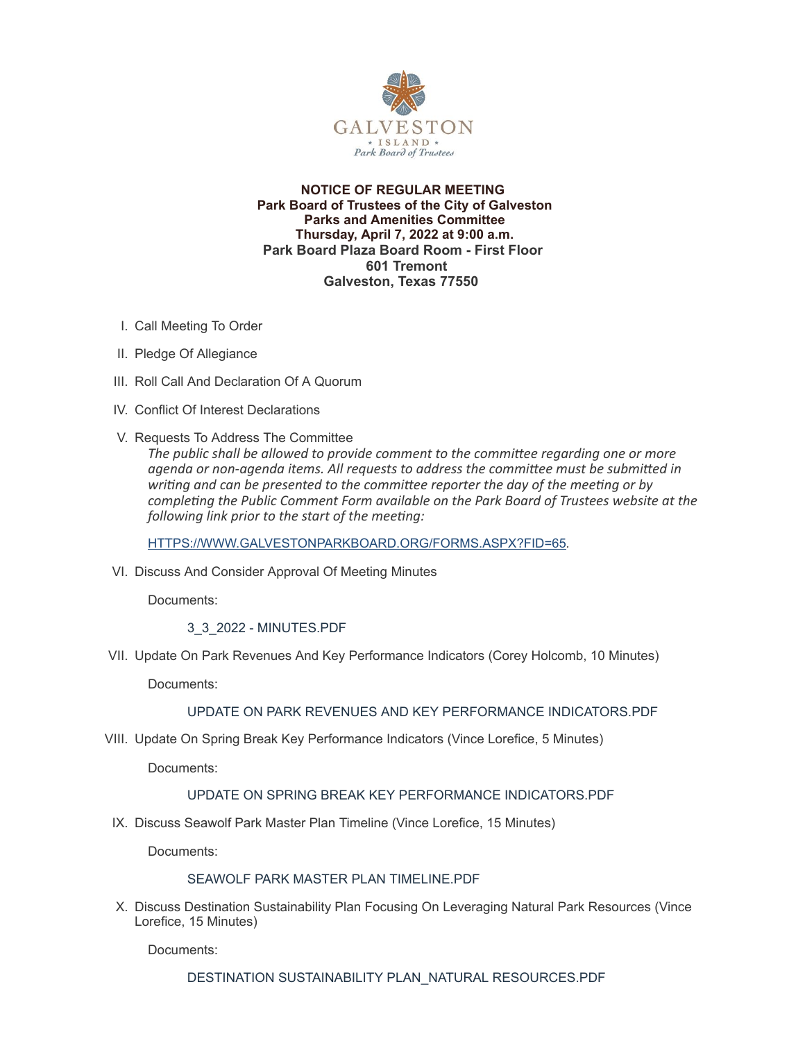GALVESTON
* ISLAND *
*Park Board of Trustees*

**NOTICE OF REGULAR MEETING**
**Park Board of Trustees of the City of Galveston**
**Parks and Amenities Committee**
**Thursday, April 7, 2022 at 9:00 a.m.**
**Park Board Plaza Board Room - First Floor**
**601 Tremont**
**Galveston, Texas 77550**

I. Call Meeting To Order

II. Pledge Of Allegiance

III. Roll Call And Declaration Of A Quorum

IV. Conflict Of Interest Declarations

V. Requests To Address The Committee

*The public shall be allowed to provide comment to the committee regarding one or more agenda or non-agenda items. All requests to address the committee must be submitted in writing and can be presented to the committee reporter the day of the meeting or by completing the Public Comment Form available on the Park Board of Trustees website at the following link prior to the start of the meeting:*

HTTPS://WWW.GALVESTONPARKBOARD.ORG/FORMS.ASPX?FID=65.

VI. Discuss And Consider Approval Of Meeting Minutes

Documents:

3_3_2022 - MINUTES.PDF

VII. Update On Park Revenues And Key Performance Indicators (Corey Holcomb, 10 Minutes)

Documents:

UPDATE ON PARK REVENUES AND KEY PERFORMANCE INDICATORS.PDF

VIII. Update On Spring Break Key Performance Indicators (Vince Lorefice, 5 Minutes)

Documents:

UPDATE ON SPRING BREAK KEY PERFORMANCE INDICATORS.PDF

IX. Discuss Seawolf Park Master Plan Timeline (Vince Lorefice, 15 Minutes)

Documents:

SEAWOLF PARK MASTER PLAN TIMELINE.PDF

X. Discuss Destination Sustainability Plan Focusing On Leveraging Natural Park Resources (Vince Lorefice, 15 Minutes)

Documents:

DESTINATION SUSTAINABILITY PLAN_NATURAL RESOURCES.PDF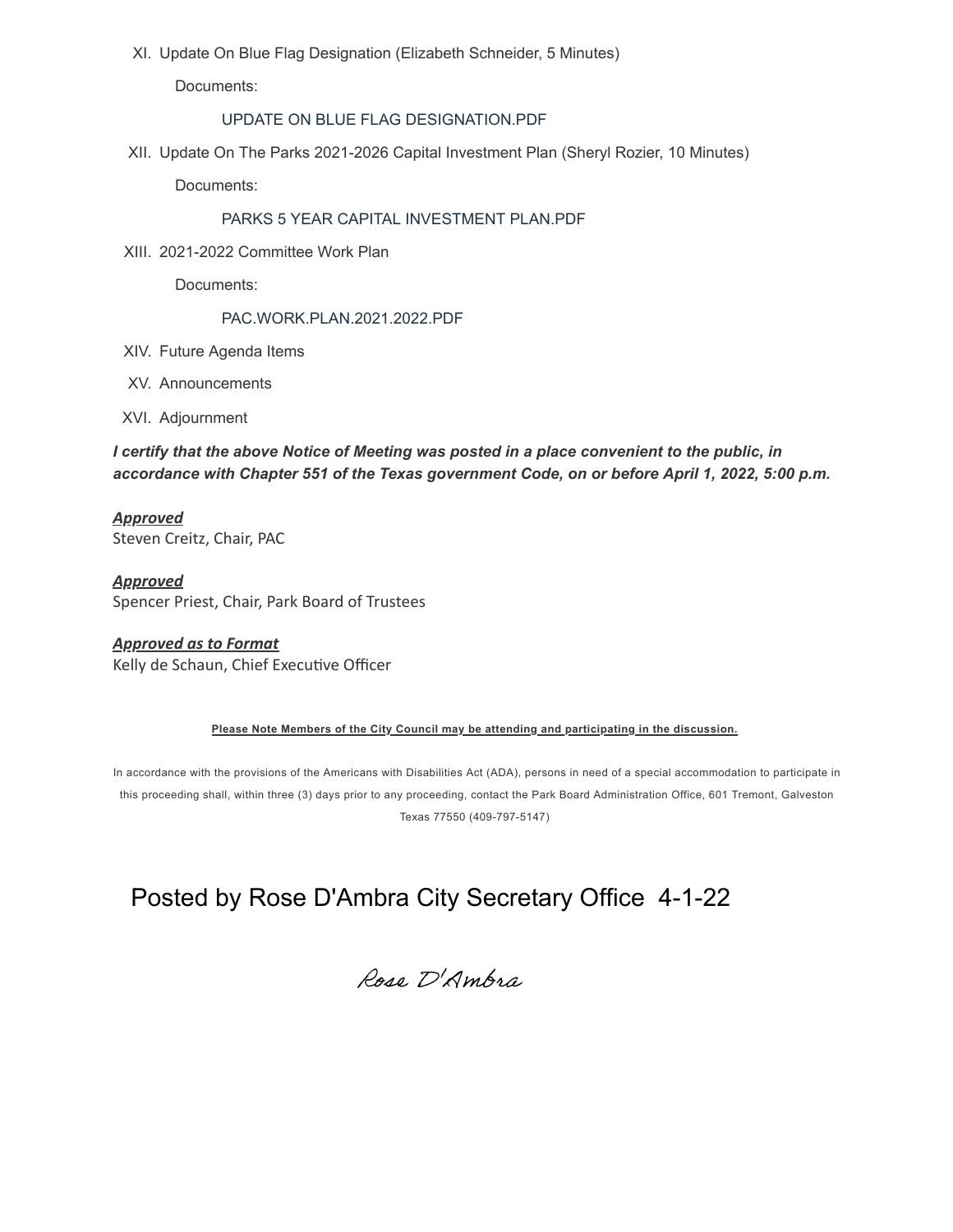XI. Update On Blue Flag Designation (Elizabeth Schneider, 5 Minutes)

Documents:

UPDATE ON BLUE FLAG DESIGNATION.PDF

XII. Update On The Parks 2021-2026 Capital Investment Plan (Sheryl Rozier, 10 Minutes)

Documents:

PARKS 5 YEAR CAPITAL INVESTMENT PLAN.PDF

XIII. 2021-2022 Committee Work Plan

Documents:

PAC.WORK.PLAN.2021.2022.PDF

XIV. Future Agenda Items

XV. Announcements

XVI. Adjournment

***I certify that the above Notice of Meeting was posted in a place convenient to the public, in accordance with Chapter 551 of the Texas government Code, on or before April 1, 2022, 5:00 p.m.***

***Approved***
Steven Creitz, Chair, PAC

***Approved***
Spencer Priest, Chair, Park Board of Trustees

***Approved as to Format***
Kelly de Schaun, Chief Executive Officer

**Please Note Members of the City Council may be attending and participating in the discussion.**

In accordance with the provisions of the Americans with Disabilities Act (ADA), persons in need of a special accommodation to participate in this proceeding shall, within three (3) days prior to any proceeding, contact the Park Board Administration Office, 601 Tremont, Galveston Texas 77550 (409-797-5147)

Posted by Rose D'Ambra City Secretary Office 4-1-22

Rose D'Ambra